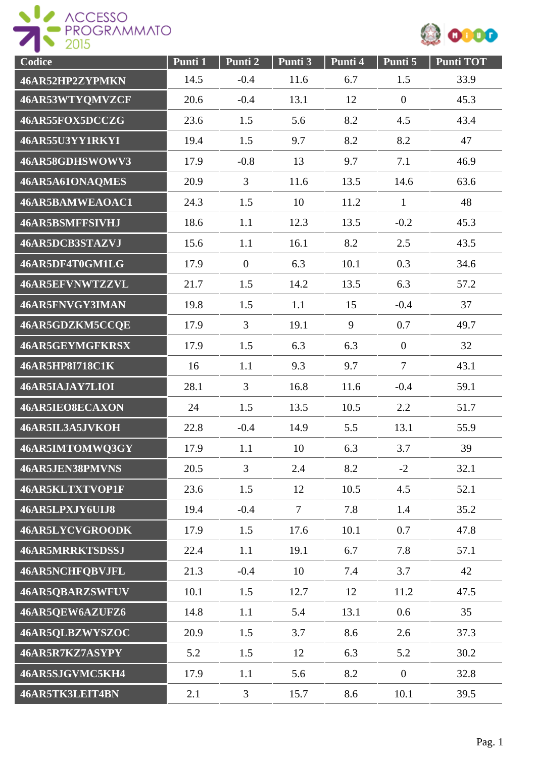| Codice | Punti 1 | Punti 2 | Punti 3 | Punti 4 | Punti 5 | Punti TOT |
|---|---|---|---|---|---|---|
| 46AR52HP2ZYPMKN | 14.5 | -0.4 | 11.6 | 6.7 | 1.5 | 33.9 |
| 46AR53WTYQMVZCF | 20.6 | -0.4 | 13.1 | 12 | 0 | 45.3 |
| 46AR55FOX5DCCZG | 23.6 | 1.5 | 5.6 | 8.2 | 4.5 | 43.4 |
| 46AR55U3YY1RKYI | 19.4 | 1.5 | 9.7 | 8.2 | 8.2 | 47 |
| 46AR58GDHSWOWV3 | 17.9 | -0.8 | 13 | 9.7 | 7.1 | 46.9 |
| 46AR5A61ONAQMES | 20.9 | 3 | 11.6 | 13.5 | 14.6 | 63.6 |
| 46AR5BAMWEAOAC1 | 24.3 | 1.5 | 10 | 11.2 | 1 | 48 |
| 46AR5BSMFFSIVHJ | 18.6 | 1.1 | 12.3 | 13.5 | -0.2 | 45.3 |
| 46AR5DCB3STAZVJ | 15.6 | 1.1 | 16.1 | 8.2 | 2.5 | 43.5 |
| 46AR5DF4T0GM1LG | 17.9 | 0 | 6.3 | 10.1 | 0.3 | 34.6 |
| 46AR5EFVNWTZZVL | 21.7 | 1.5 | 14.2 | 13.5 | 6.3 | 57.2 |
| 46AR5FNVGY3IMAN | 19.8 | 1.5 | 1.1 | 15 | -0.4 | 37 |
| 46AR5GDZKM5CCQE | 17.9 | 3 | 19.1 | 9 | 0.7 | 49.7 |
| 46AR5GEYMGFKRSX | 17.9 | 1.5 | 6.3 | 6.3 | 0 | 32 |
| 46AR5HP8I718C1K | 16 | 1.1 | 9.3 | 9.7 | 7 | 43.1 |
| 46AR5IAJAY7LIOI | 28.1 | 3 | 16.8 | 11.6 | -0.4 | 59.1 |
| 46AR5IEO8ECAXON | 24 | 1.5 | 13.5 | 10.5 | 2.2 | 51.7 |
| 46AR5IL3A5JVKOH | 22.8 | -0.4 | 14.9 | 5.5 | 13.1 | 55.9 |
| 46AR5IMTOMWQ3GY | 17.9 | 1.1 | 10 | 6.3 | 3.7 | 39 |
| 46AR5JEN38PMVNS | 20.5 | 3 | 2.4 | 8.2 | -2 | 32.1 |
| 46AR5KLTXTVOP1F | 23.6 | 1.5 | 12 | 10.5 | 4.5 | 52.1 |
| 46AR5LPXJY6UIJ8 | 19.4 | -0.4 | 7 | 7.8 | 1.4 | 35.2 |
| 46AR5LYCVGROODK | 17.9 | 1.5 | 17.6 | 10.1 | 0.7 | 47.8 |
| 46AR5MRRKTSDSSJ | 22.4 | 1.1 | 19.1 | 6.7 | 7.8 | 57.1 |
| 46AR5NCHFQBVJFL | 21.3 | -0.4 | 10 | 7.4 | 3.7 | 42 |
| 46AR5QBARZSWFUV | 10.1 | 1.5 | 12.7 | 12 | 11.2 | 47.5 |
| 46AR5QEW6AZUFZ6 | 14.8 | 1.1 | 5.4 | 13.1 | 0.6 | 35 |
| 46AR5QLBZWYSZOC | 20.9 | 1.5 | 3.7 | 8.6 | 2.6 | 37.3 |
| 46AR5R7KZ7ASYPY | 5.2 | 1.5 | 12 | 6.3 | 5.2 | 30.2 |
| 46AR5SJGVMC5KH4 | 17.9 | 1.1 | 5.6 | 8.2 | 0 | 32.8 |
| 46AR5TK3LEIT4BN | 2.1 | 3 | 15.7 | 8.6 | 10.1 | 39.5 |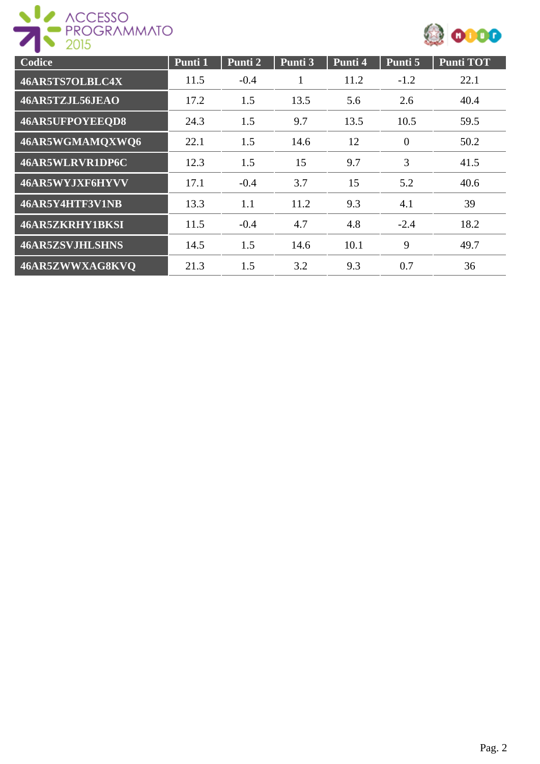| Codice | Punti 1 | Punti 2 | Punti 3 | Punti 4 | Punti 5 | Punti TOT |
|---|---|---|---|---|---|---|
| 46AR5TS7OLBLC4X | 11.5 | -0.4 | 1 | 11.2 | -1.2 | 22.1 |
| 46AR5TZJL56JEAO | 17.2 | 1.5 | 13.5 | 5.6 | 2.6 | 40.4 |
| 46AR5UFPOYEEQD8 | 24.3 | 1.5 | 9.7 | 13.5 | 10.5 | 59.5 |
| 46AR5WGMAMQXWQ6 | 22.1 | 1.5 | 14.6 | 12 | 0 | 50.2 |
| 46AR5WLRVR1DP6C | 12.3 | 1.5 | 15 | 9.7 | 3 | 41.5 |
| 46AR5WYJXF6HYVV | 17.1 | -0.4 | 3.7 | 15 | 5.2 | 40.6 |
| 46AR5Y4HTF3V1NB | 13.3 | 1.1 | 11.2 | 9.3 | 4.1 | 39 |
| 46AR5ZKRHY1BKSI | 11.5 | -0.4 | 4.7 | 4.8 | -2.4 | 18.2 |
| 46AR5ZSVJHLSHNS | 14.5 | 1.5 | 14.6 | 10.1 | 9 | 49.7 |
| 46AR5ZWWXAG8KVQ | 21.3 | 1.5 | 3.2 | 9.3 | 0.7 | 36 |